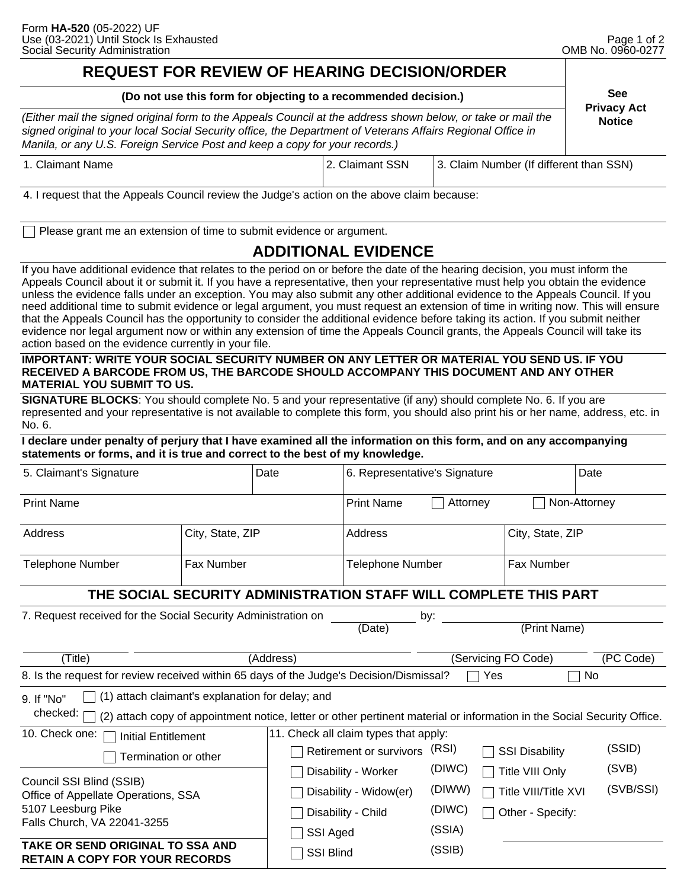Form **HA-520** (05-2022) UF
Use (03-2021) Until Stock Is Exhausted
Social Security Administration

OMB No. 0960-0277

# REQUEST FOR REVIEW OF HEARING DECISION/ORDER

**See Privacy Act Notice**

**(Do not use this form for objecting to a recommended decision.)**

*(Either mail the signed original form to the Appeals Council at the address shown below, or take or mail the signed original to your local Social Security office, the Department of Veterans Affairs Regional Office in Manila, or any U.S. Foreign Service Post and keep a copy for your records.)*

| 1. Claimant Name | 2. Claimant SSN | 3. Claim Number (If different than SSN) |
|---|---|---|
| | | |

4. I request that the Appeals Council review the Judge's action on the above claim because:

☐ Please grant me an extension of time to submit evidence or argument.

## ADDITIONAL EVIDENCE

If you have additional evidence that relates to the period on or before the date of the hearing decision, you must inform the Appeals Council about it or submit it. If you have a representative, then your representative must help you obtain the evidence unless the evidence falls under an exception. You may also submit any other additional evidence to the Appeals Council. If you need additional time to submit evidence or legal argument, you must request an extension of time in writing now. This will ensure that the Appeals Council has the opportunity to consider the additional evidence before taking its action. If you submit neither evidence nor legal argument now or within any extension of time the Appeals Council grants, the Appeals Council will take its action based on the evidence currently in your file.

**IMPORTANT: WRITE YOUR SOCIAL SECURITY NUMBER ON ANY LETTER OR MATERIAL YOU SEND US. IF YOU RECEIVED A BARCODE FROM US, THE BARCODE SHOULD ACCOMPANY THIS DOCUMENT AND ANY OTHER MATERIAL YOU SUBMIT TO US.**

**SIGNATURE BLOCKS**: You should complete No. 5 and your representative (if any) should complete No. 6. If you are represented and your representative is not available to complete this form, you should also print his or her name, address, etc. in No. 6.

**I declare under penalty of perjury that I have examined all the information on this form, and on any accompanying statements or forms, and it is true and correct to the best of my knowledge.**

| 5. Claimant's Signature | | Date | 6. Representative's Signature | | Date |
|---|---|---|---|---|---|
| Print Name | | | Print Name ☐ Attorney ☐ Non-Attorney | | |
| Address | City, State, ZIP | | Address | City, State, ZIP | |
| Telephone Number | Fax Number | | Telephone Number | Fax Number | |

## THE SOCIAL SECURITY ADMINISTRATION STAFF WILL COMPLETE THIS PART

7. Request received for the Social Security Administration on ____________ (Date) by: ____________ (Print Name)

____________ (Title) ____________ (Address) ____________ (Servicing FO Code) ____________ (PC Code)

8. Is the request for review received within 65 days of the Judge's Decision/Dismissal? ☐ Yes ☐ No

9. If "No" checked:
☐ (1) attach claimant's explanation for delay; and
☐ (2) attach copy of appointment notice, letter or other pertinent material or information in the Social Security Office.

10. Check one:
☐ Initial Entitlement
☐ Termination or other

11. Check all claim types that apply:

| | | | |
|---|---|---|---|
| ☐ Retirement or survivors | (RSI) | ☐ SSI Disability | (SSID) |
| ☐ Disability - Worker | (DIWC) | ☐ Title VIII Only | (SVB) |
| ☐ Disability - Widow(er) | (DIWW) | ☐ Title VIII/Title XVI | (SVB/SSI) |
| ☐ Disability - Child | (DIWC) | ☐ Other - Specify: ____________ | |
| ☐ SSI Aged | (SSIA) | | |
| ☐ SSI Blind | (SSIB) | | |

Council SSI Blind (SSIB)
Office of Appellate Operations, SSA
5107 Leesburg Pike
Falls Church, VA 22041-3255

**TAKE OR SEND ORIGINAL TO SSA AND RETAIN A COPY FOR YOUR RECORDS**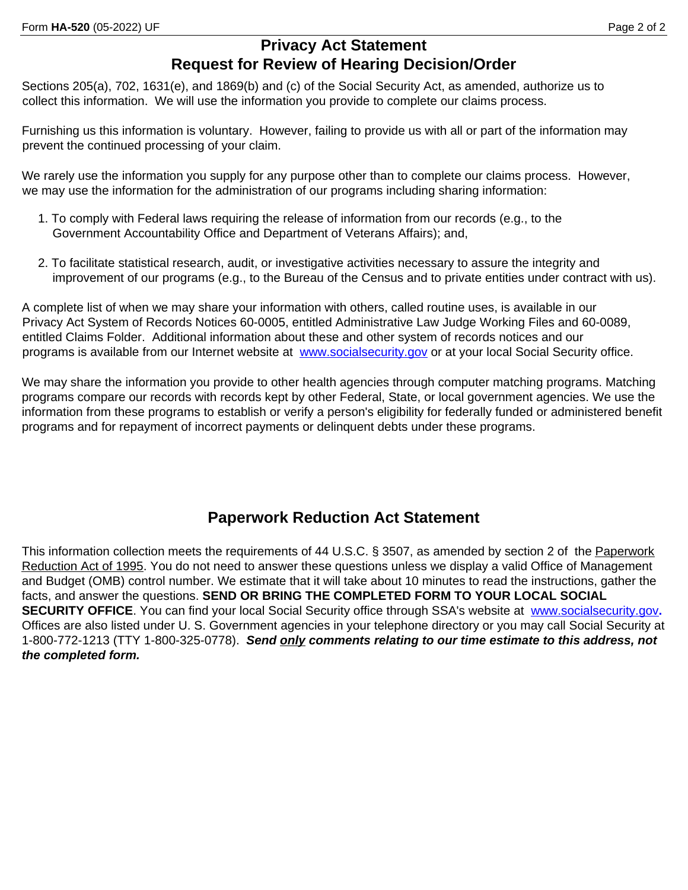# Privacy Act Statement
# Request for Review of Hearing Decision/Order

Sections 205(a), 702, 1631(e), and 1869(b) and (c) of the Social Security Act, as amended, authorize us to collect this information. We will use the information you provide to complete our claims process.

Furnishing us this information is voluntary. However, failing to provide us with all or part of the information may prevent the continued processing of your claim.

We rarely use the information you supply for any purpose other than to complete our claims process. However, we may use the information for the administration of our programs including sharing information:

1. To comply with Federal laws requiring the release of information from our records (e.g., to the Government Accountability Office and Department of Veterans Affairs); and,

2. To facilitate statistical research, audit, or investigative activities necessary to assure the integrity and improvement of our programs (e.g., to the Bureau of the Census and to private entities under contract with us).

A complete list of when we may share your information with others, called routine uses, is available in our Privacy Act System of Records Notices 60-0005, entitled Administrative Law Judge Working Files and 60-0089, entitled Claims Folder. Additional information about these and other system of records notices and our programs is available from our Internet website at www.socialsecurity.gov or at your local Social Security office.

We may share the information you provide to other health agencies through computer matching programs. Matching programs compare our records with records kept by other Federal, State, or local government agencies. We use the information from these programs to establish or verify a person's eligibility for federally funded or administered benefit programs and for repayment of incorrect payments or delinquent debts under these programs.

## Paperwork Reduction Act Statement

This information collection meets the requirements of 44 U.S.C. § 3507, as amended by section 2 of the Paperwork Reduction Act of 1995. You do not need to answer these questions unless we display a valid Office of Management and Budget (OMB) control number. We estimate that it will take about 10 minutes to read the instructions, gather the facts, and answer the questions. **SEND OR BRING THE COMPLETED FORM TO YOUR LOCAL SOCIAL SECURITY OFFICE**. You can find your local Social Security office through SSA's website at www.socialsecurity.gov**.** Offices are also listed under U. S. Government agencies in your telephone directory or you may call Social Security at 1-800-772-1213 (TTY 1-800-325-0778). ***Send only comments relating to our time estimate to this address, not the completed form.***